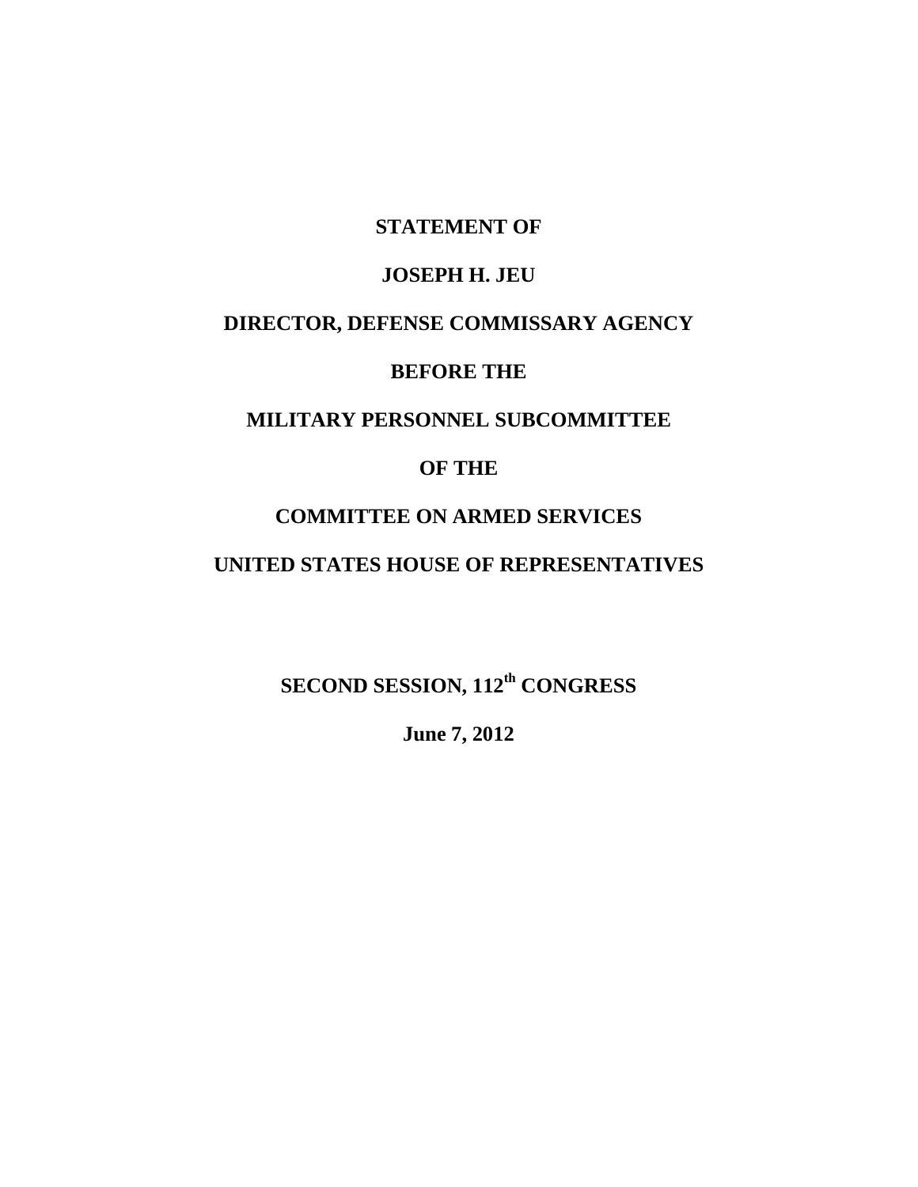**STATEMENT OF**

**JOSEPH H. JEU**

**DIRECTOR, DEFENSE COMMISSARY AGENCY**

**BEFORE THE**

**MILITARY PERSONNEL SUBCOMMITTEE**

**OF THE**

**COMMITTEE ON ARMED SERVICES**

**UNITED STATES HOUSE OF REPRESENTATIVES**

**SECOND SESSION, 112th CONGRESS**

**June 7, 2012**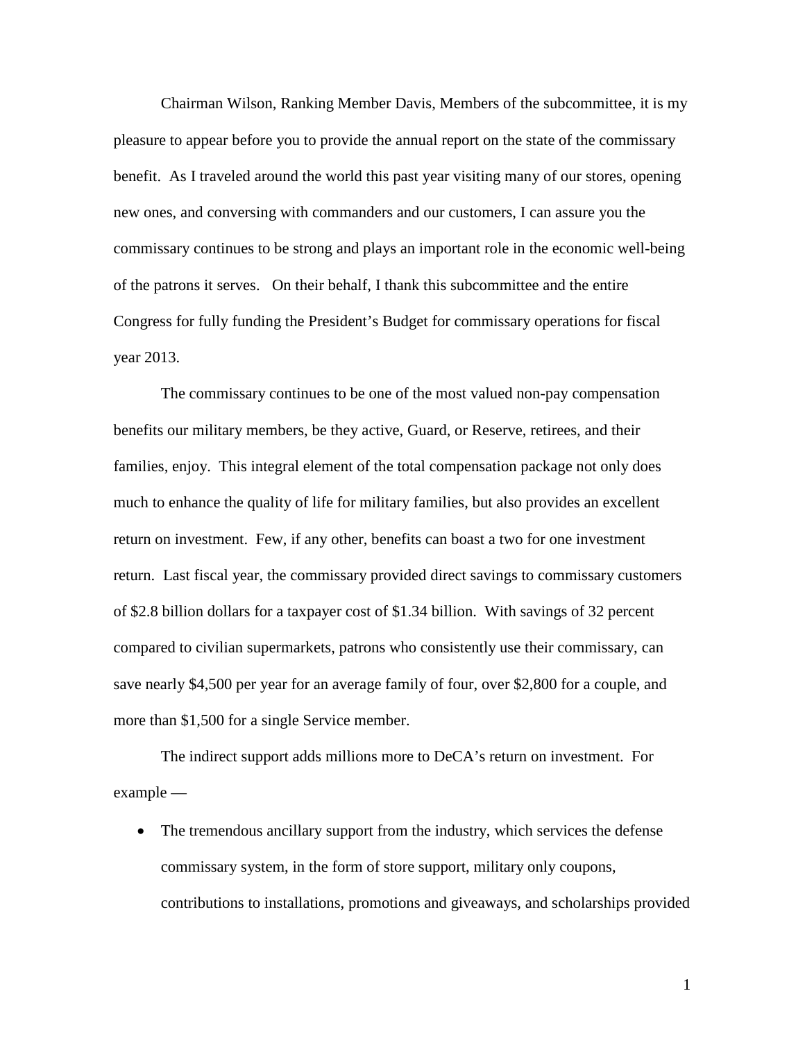Chairman Wilson, Ranking Member Davis, Members of the subcommittee, it is my pleasure to appear before you to provide the annual report on the state of the commissary benefit. As I traveled around the world this past year visiting many of our stores, opening new ones, and conversing with commanders and our customers, I can assure you the commissary continues to be strong and plays an important role in the economic well-being of the patrons it serves. On their behalf, I thank this subcommittee and the entire Congress for fully funding the President's Budget for commissary operations for fiscal year 2013.

The commissary continues to be one of the most valued non-pay compensation benefits our military members, be they active, Guard, or Reserve, retirees, and their families, enjoy. This integral element of the total compensation package not only does much to enhance the quality of life for military families, but also provides an excellent return on investment. Few, if any other, benefits can boast a two for one investment return. Last fiscal year, the commissary provided direct savings to commissary customers of $2.8 billion dollars for a taxpayer cost of $1.34 billion. With savings of 32 percent compared to civilian supermarkets, patrons who consistently use their commissary, can save nearly $4,500 per year for an average family of four, over $2,800 for a couple, and more than $1,500 for a single Service member.

The indirect support adds millions more to DeCA's return on investment. For example —

- The tremendous ancillary support from the industry, which services the defense commissary system, in the form of store support, military only coupons, contributions to installations, promotions and giveaways, and scholarships provided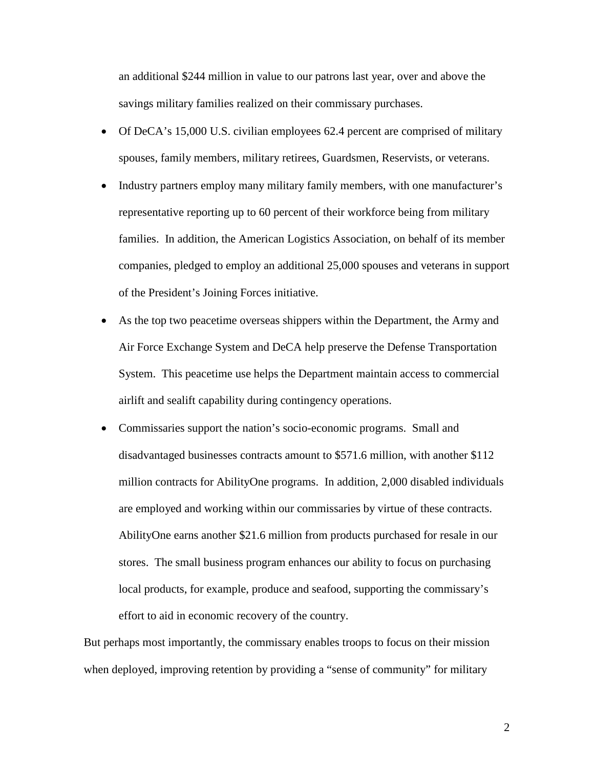an additional $244 million in value to our patrons last year, over and above the savings military families realized on their commissary purchases.

- Of DeCA's 15,000 U.S. civilian employees 62.4 percent are comprised of military spouses, family members, military retirees, Guardsmen, Reservists, or veterans.
- Industry partners employ many military family members, with one manufacturer's representative reporting up to 60 percent of their workforce being from military families. In addition, the American Logistics Association, on behalf of its member companies, pledged to employ an additional 25,000 spouses and veterans in support of the President's Joining Forces initiative.
- As the top two peacetime overseas shippers within the Department, the Army and Air Force Exchange System and DeCA help preserve the Defense Transportation System. This peacetime use helps the Department maintain access to commercial airlift and sealift capability during contingency operations.
- Commissaries support the nation's socio-economic programs. Small and disadvantaged businesses contracts amount to $571.6 million, with another $112 million contracts for AbilityOne programs. In addition, 2,000 disabled individuals are employed and working within our commissaries by virtue of these contracts. AbilityOne earns another $21.6 million from products purchased for resale in our stores. The small business program enhances our ability to focus on purchasing local products, for example, produce and seafood, supporting the commissary's effort to aid in economic recovery of the country.

But perhaps most importantly, the commissary enables troops to focus on their mission when deployed, improving retention by providing a "sense of community" for military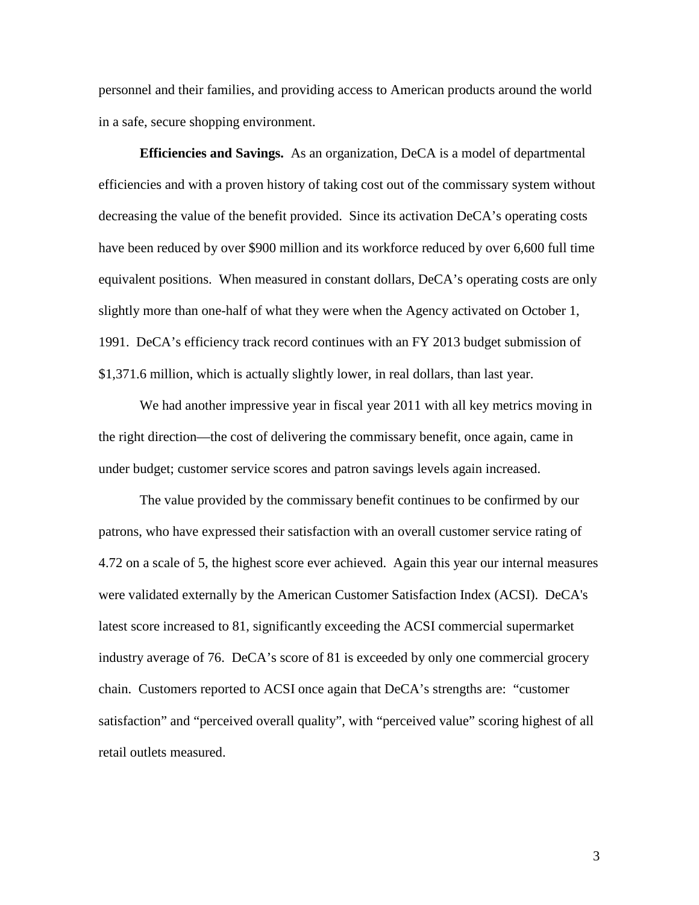personnel and their families, and providing access to American products around the world in a safe, secure shopping environment.

**Efficiencies and Savings.** As an organization, DeCA is a model of departmental efficiencies and with a proven history of taking cost out of the commissary system without decreasing the value of the benefit provided. Since its activation DeCA's operating costs have been reduced by over $900 million and its workforce reduced by over 6,600 full time equivalent positions. When measured in constant dollars, DeCA's operating costs are only slightly more than one-half of what they were when the Agency activated on October 1, 1991. DeCA's efficiency track record continues with an FY 2013 budget submission of $1,371.6 million, which is actually slightly lower, in real dollars, than last year.

We had another impressive year in fiscal year 2011 with all key metrics moving in the right direction—the cost of delivering the commissary benefit, once again, came in under budget; customer service scores and patron savings levels again increased.

The value provided by the commissary benefit continues to be confirmed by our patrons, who have expressed their satisfaction with an overall customer service rating of 4.72 on a scale of 5, the highest score ever achieved. Again this year our internal measures were validated externally by the American Customer Satisfaction Index (ACSI). DeCA's latest score increased to 81, significantly exceeding the ACSI commercial supermarket industry average of 76. DeCA's score of 81 is exceeded by only one commercial grocery chain. Customers reported to ACSI once again that DeCA's strengths are: "customer satisfaction" and "perceived overall quality", with "perceived value" scoring highest of all retail outlets measured.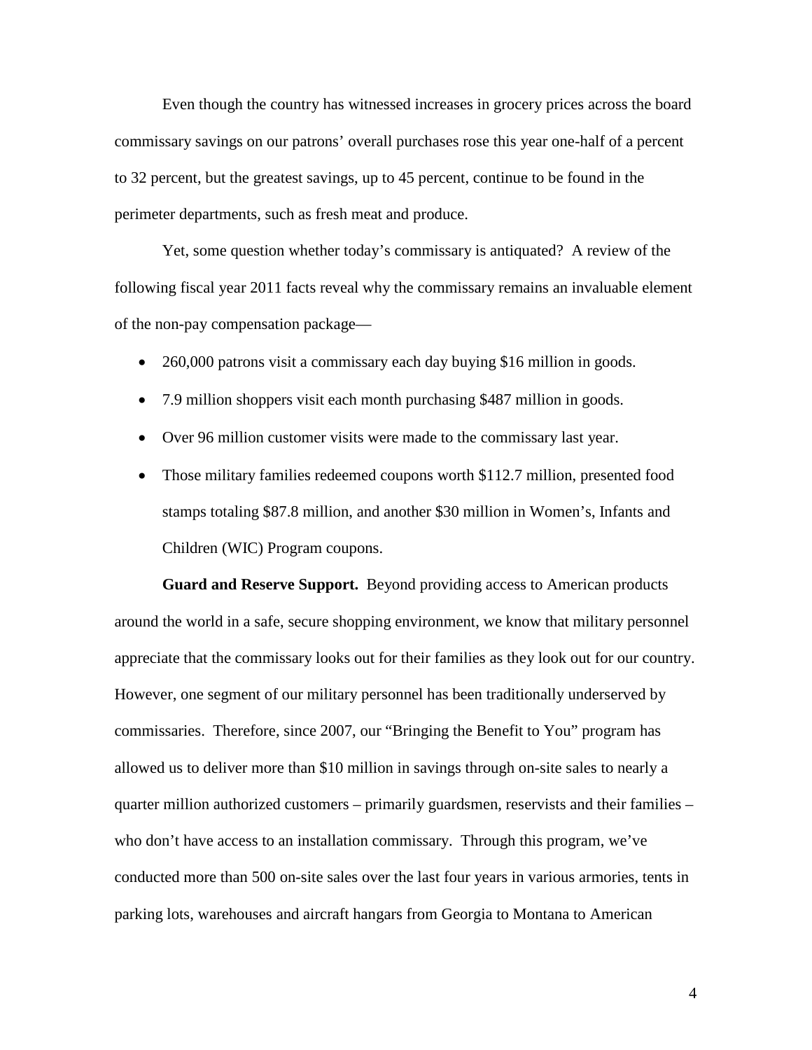Even though the country has witnessed increases in grocery prices across the board commissary savings on our patrons' overall purchases rose this year one-half of a percent to 32 percent, but the greatest savings, up to 45 percent, continue to be found in the perimeter departments, such as fresh meat and produce.

Yet, some question whether today's commissary is antiquated? A review of the following fiscal year 2011 facts reveal why the commissary remains an invaluable element of the non-pay compensation package—

- 260,000 patrons visit a commissary each day buying $16 million in goods.
- 7.9 million shoppers visit each month purchasing $487 million in goods.
- Over 96 million customer visits were made to the commissary last year.
- Those military families redeemed coupons worth $112.7 million, presented food stamps totaling $87.8 million, and another $30 million in Women's, Infants and Children (WIC) Program coupons.

**Guard and Reserve Support.** Beyond providing access to American products around the world in a safe, secure shopping environment, we know that military personnel appreciate that the commissary looks out for their families as they look out for our country. However, one segment of our military personnel has been traditionally underserved by commissaries. Therefore, since 2007, our "Bringing the Benefit to You" program has allowed us to deliver more than $10 million in savings through on-site sales to nearly a quarter million authorized customers – primarily guardsmen, reservists and their families – who don't have access to an installation commissary. Through this program, we've conducted more than 500 on-site sales over the last four years in various armories, tents in parking lots, warehouses and aircraft hangars from Georgia to Montana to American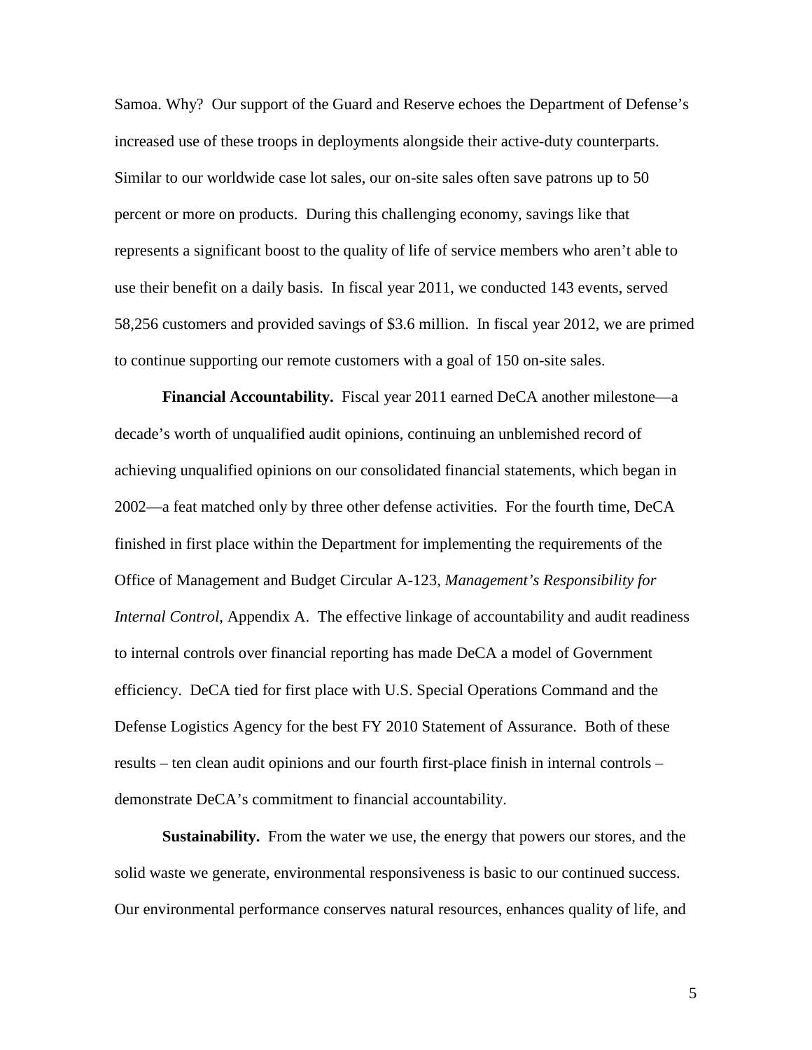Samoa. Why? Our support of the Guard and Reserve echoes the Department of Defense's increased use of these troops in deployments alongside their active-duty counterparts. Similar to our worldwide case lot sales, our on-site sales often save patrons up to 50 percent or more on products. During this challenging economy, savings like that represents a significant boost to the quality of life of service members who aren't able to use their benefit on a daily basis. In fiscal year 2011, we conducted 143 events, served 58,256 customers and provided savings of $3.6 million. In fiscal year 2012, we are primed to continue supporting our remote customers with a goal of 150 on-site sales.

**Financial Accountability.** Fiscal year 2011 earned DeCA another milestone—a decade's worth of unqualified audit opinions, continuing an unblemished record of achieving unqualified opinions on our consolidated financial statements, which began in 2002—a feat matched only by three other defense activities. For the fourth time, DeCA finished in first place within the Department for implementing the requirements of the Office of Management and Budget Circular A-123, *Management's Responsibility for Internal Control*, Appendix A. The effective linkage of accountability and audit readiness to internal controls over financial reporting has made DeCA a model of Government efficiency. DeCA tied for first place with U.S. Special Operations Command and the Defense Logistics Agency for the best FY 2010 Statement of Assurance. Both of these results – ten clean audit opinions and our fourth first-place finish in internal controls – demonstrate DeCA's commitment to financial accountability.

**Sustainability.** From the water we use, the energy that powers our stores, and the solid waste we generate, environmental responsiveness is basic to our continued success. Our environmental performance conserves natural resources, enhances quality of life, and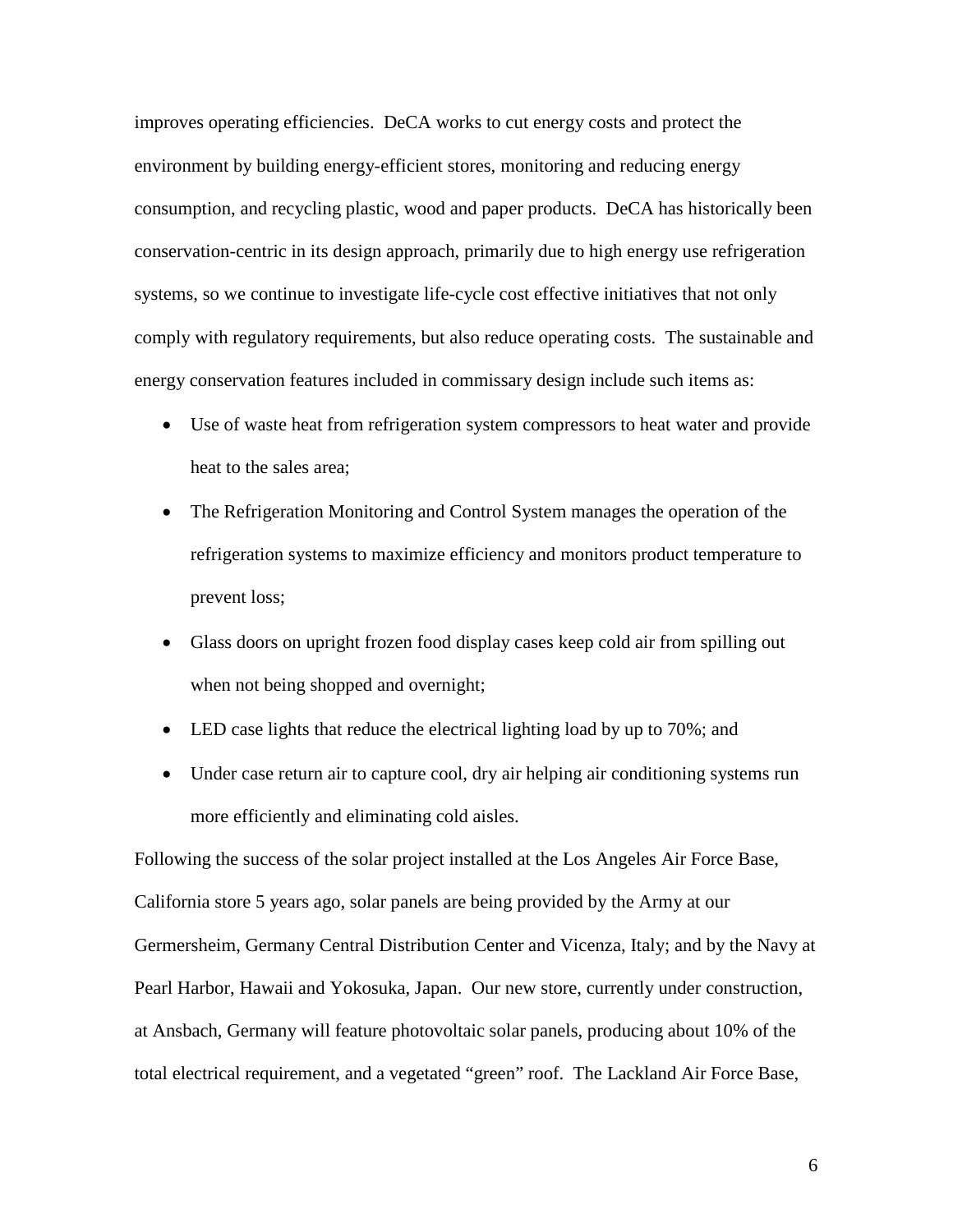improves operating efficiencies. DeCA works to cut energy costs and protect the environment by building energy-efficient stores, monitoring and reducing energy consumption, and recycling plastic, wood and paper products. DeCA has historically been conservation-centric in its design approach, primarily due to high energy use refrigeration systems, so we continue to investigate life-cycle cost effective initiatives that not only comply with regulatory requirements, but also reduce operating costs. The sustainable and energy conservation features included in commissary design include such items as:

- Use of waste heat from refrigeration system compressors to heat water and provide heat to the sales area;
- The Refrigeration Monitoring and Control System manages the operation of the refrigeration systems to maximize efficiency and monitors product temperature to prevent loss;
- Glass doors on upright frozen food display cases keep cold air from spilling out when not being shopped and overnight;
- LED case lights that reduce the electrical lighting load by up to 70%; and
- Under case return air to capture cool, dry air helping air conditioning systems run more efficiently and eliminating cold aisles.

Following the success of the solar project installed at the Los Angeles Air Force Base, California store 5 years ago, solar panels are being provided by the Army at our Germersheim, Germany Central Distribution Center and Vicenza, Italy; and by the Navy at Pearl Harbor, Hawaii and Yokosuka, Japan. Our new store, currently under construction, at Ansbach, Germany will feature photovoltaic solar panels, producing about 10% of the total electrical requirement, and a vegetated "green" roof. The Lackland Air Force Base,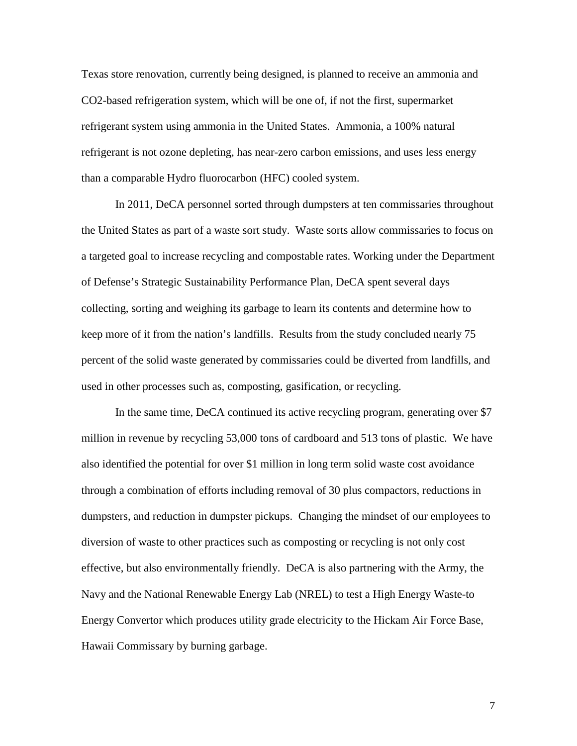Texas store renovation, currently being designed, is planned to receive an ammonia and $CO_2$-based refrigeration system, which will be one of, if not the first, supermarket refrigerant system using ammonia in the United States. Ammonia, a 100% natural refrigerant is not ozone depleting, has near-zero carbon emissions, and uses less energy than a comparable Hydro fluorocarbon (HFC) cooled system.

In 2011, DeCA personnel sorted through dumpsters at ten commissaries throughout the United States as part of a waste sort study. Waste sorts allow commissaries to focus on a targeted goal to increase recycling and compostable rates. Working under the Department of Defense's Strategic Sustainability Performance Plan, DeCA spent several days collecting, sorting and weighing its garbage to learn its contents and determine how to keep more of it from the nation's landfills. Results from the study concluded nearly 75 percent of the solid waste generated by commissaries could be diverted from landfills, and used in other processes such as, composting, gasification, or recycling.

In the same time, DeCA continued its active recycling program, generating over $7 million in revenue by recycling 53,000 tons of cardboard and 513 tons of plastic. We have also identified the potential for over $1 million in long term solid waste cost avoidance through a combination of efforts including removal of 30 plus compactors, reductions in dumpsters, and reduction in dumpster pickups. Changing the mindset of our employees to diversion of waste to other practices such as composting or recycling is not only cost effective, but also environmentally friendly. DeCA is also partnering with the Army, the Navy and the National Renewable Energy Lab (NREL) to test a High Energy Waste-to Energy Convertor which produces utility grade electricity to the Hickam Air Force Base, Hawaii Commissary by burning garbage.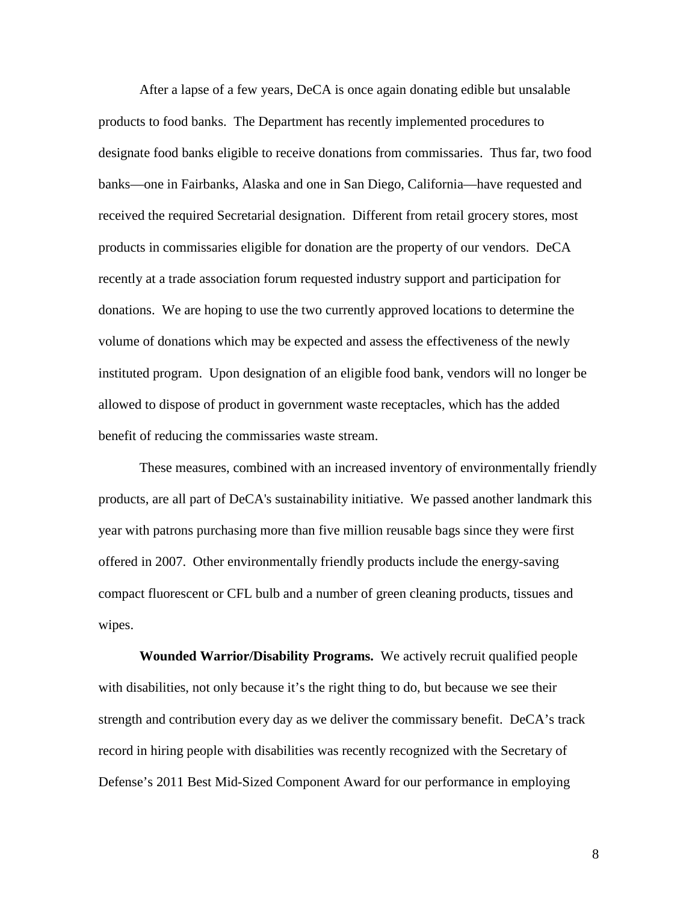After a lapse of a few years, DeCA is once again donating edible but unsalable products to food banks. The Department has recently implemented procedures to designate food banks eligible to receive donations from commissaries. Thus far, two food banks—one in Fairbanks, Alaska and one in San Diego, California—have requested and received the required Secretarial designation. Different from retail grocery stores, most products in commissaries eligible for donation are the property of our vendors. DeCA recently at a trade association forum requested industry support and participation for donations. We are hoping to use the two currently approved locations to determine the volume of donations which may be expected and assess the effectiveness of the newly instituted program. Upon designation of an eligible food bank, vendors will no longer be allowed to dispose of product in government waste receptacles, which has the added benefit of reducing the commissaries waste stream.

These measures, combined with an increased inventory of environmentally friendly products, are all part of DeCA's sustainability initiative. We passed another landmark this year with patrons purchasing more than five million reusable bags since they were first offered in 2007. Other environmentally friendly products include the energy-saving compact fluorescent or CFL bulb and a number of green cleaning products, tissues and wipes.

**Wounded Warrior/Disability Programs.** We actively recruit qualified people with disabilities, not only because it's the right thing to do, but because we see their strength and contribution every day as we deliver the commissary benefit. DeCA's track record in hiring people with disabilities was recently recognized with the Secretary of Defense's 2011 Best Mid-Sized Component Award for our performance in employing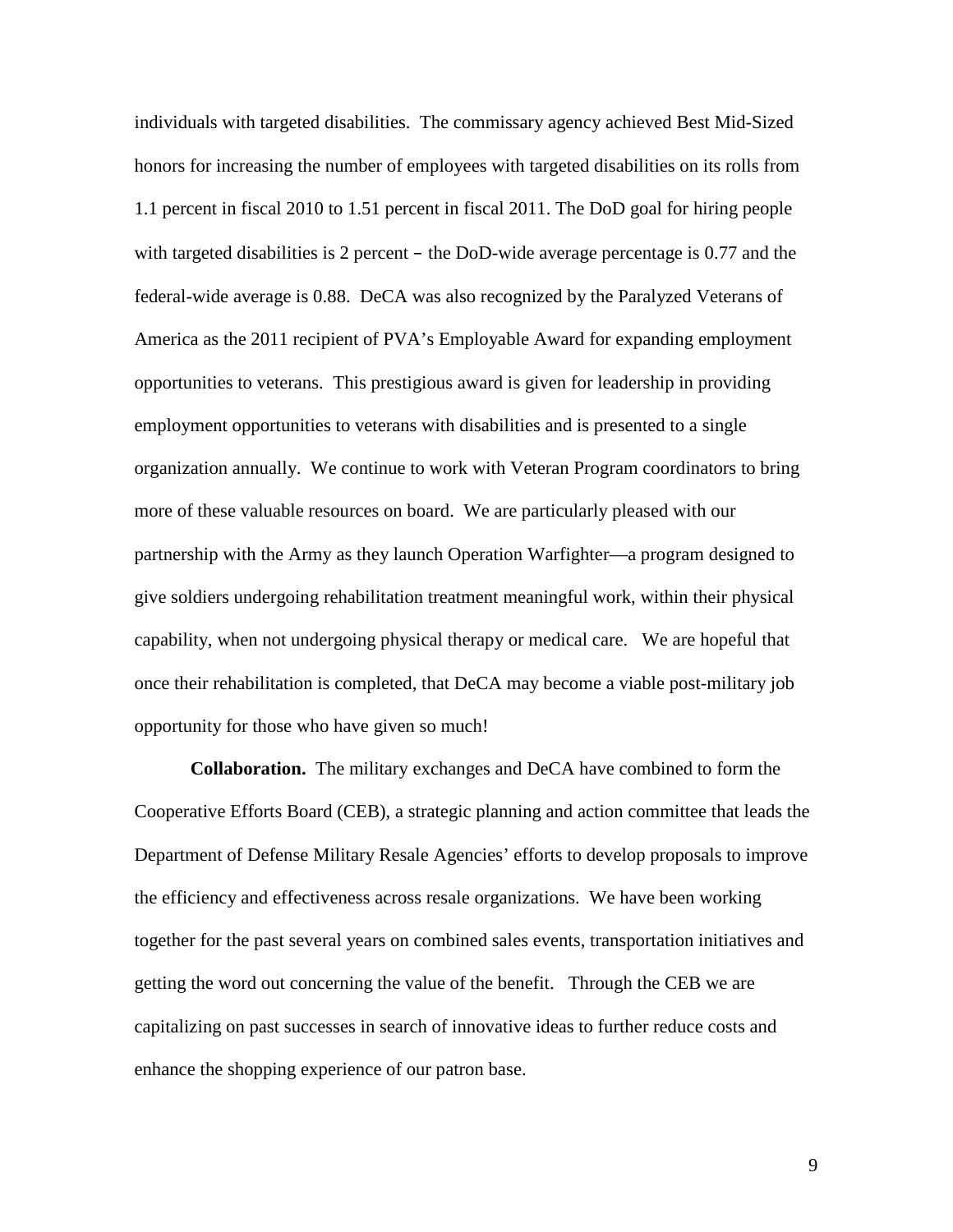individuals with targeted disabilities. The commissary agency achieved Best Mid-Sized honors for increasing the number of employees with targeted disabilities on its rolls from 1.1 percent in fiscal 2010 to 1.51 percent in fiscal 2011. The DoD goal for hiring people with targeted disabilities is 2 percent – the DoD-wide average percentage is 0.77 and the federal-wide average is 0.88. DeCA was also recognized by the Paralyzed Veterans of America as the 2011 recipient of PVA's Employable Award for expanding employment opportunities to veterans. This prestigious award is given for leadership in providing employment opportunities to veterans with disabilities and is presented to a single organization annually. We continue to work with Veteran Program coordinators to bring more of these valuable resources on board. We are particularly pleased with our partnership with the Army as they launch Operation Warfighter—a program designed to give soldiers undergoing rehabilitation treatment meaningful work, within their physical capability, when not undergoing physical therapy or medical care. We are hopeful that once their rehabilitation is completed, that DeCA may become a viable post-military job opportunity for those who have given so much!

**Collaboration.** The military exchanges and DeCA have combined to form the Cooperative Efforts Board (CEB), a strategic planning and action committee that leads the Department of Defense Military Resale Agencies' efforts to develop proposals to improve the efficiency and effectiveness across resale organizations. We have been working together for the past several years on combined sales events, transportation initiatives and getting the word out concerning the value of the benefit. Through the CEB we are capitalizing on past successes in search of innovative ideas to further reduce costs and enhance the shopping experience of our patron base.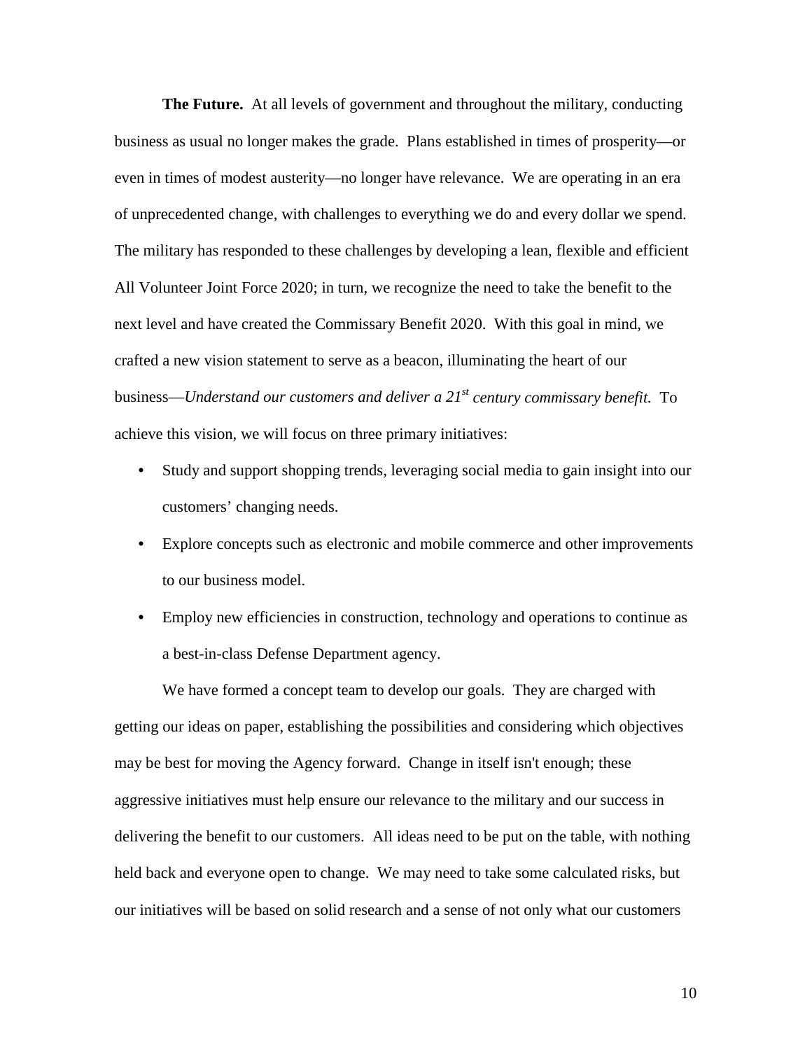**The Future.** At all levels of government and throughout the military, conducting business as usual no longer makes the grade. Plans established in times of prosperity—or even in times of modest austerity—no longer have relevance. We are operating in an era of unprecedented change, with challenges to everything we do and every dollar we spend. The military has responded to these challenges by developing a lean, flexible and efficient All Volunteer Joint Force 2020; in turn, we recognize the need to take the benefit to the next level and have created the Commissary Benefit 2020. With this goal in mind, we crafted a new vision statement to serve as a beacon, illuminating the heart of our business—*Understand our customers and deliver a 21st century commissary benefit.* To achieve this vision, we will focus on three primary initiatives:

- Study and support shopping trends, leveraging social media to gain insight into our customers' changing needs.
- Explore concepts such as electronic and mobile commerce and other improvements to our business model.
- Employ new efficiencies in construction, technology and operations to continue as a best-in-class Defense Department agency.

We have formed a concept team to develop our goals. They are charged with getting our ideas on paper, establishing the possibilities and considering which objectives may be best for moving the Agency forward. Change in itself isn't enough; these aggressive initiatives must help ensure our relevance to the military and our success in delivering the benefit to our customers. All ideas need to be put on the table, with nothing held back and everyone open to change. We may need to take some calculated risks, but our initiatives will be based on solid research and a sense of not only what our customers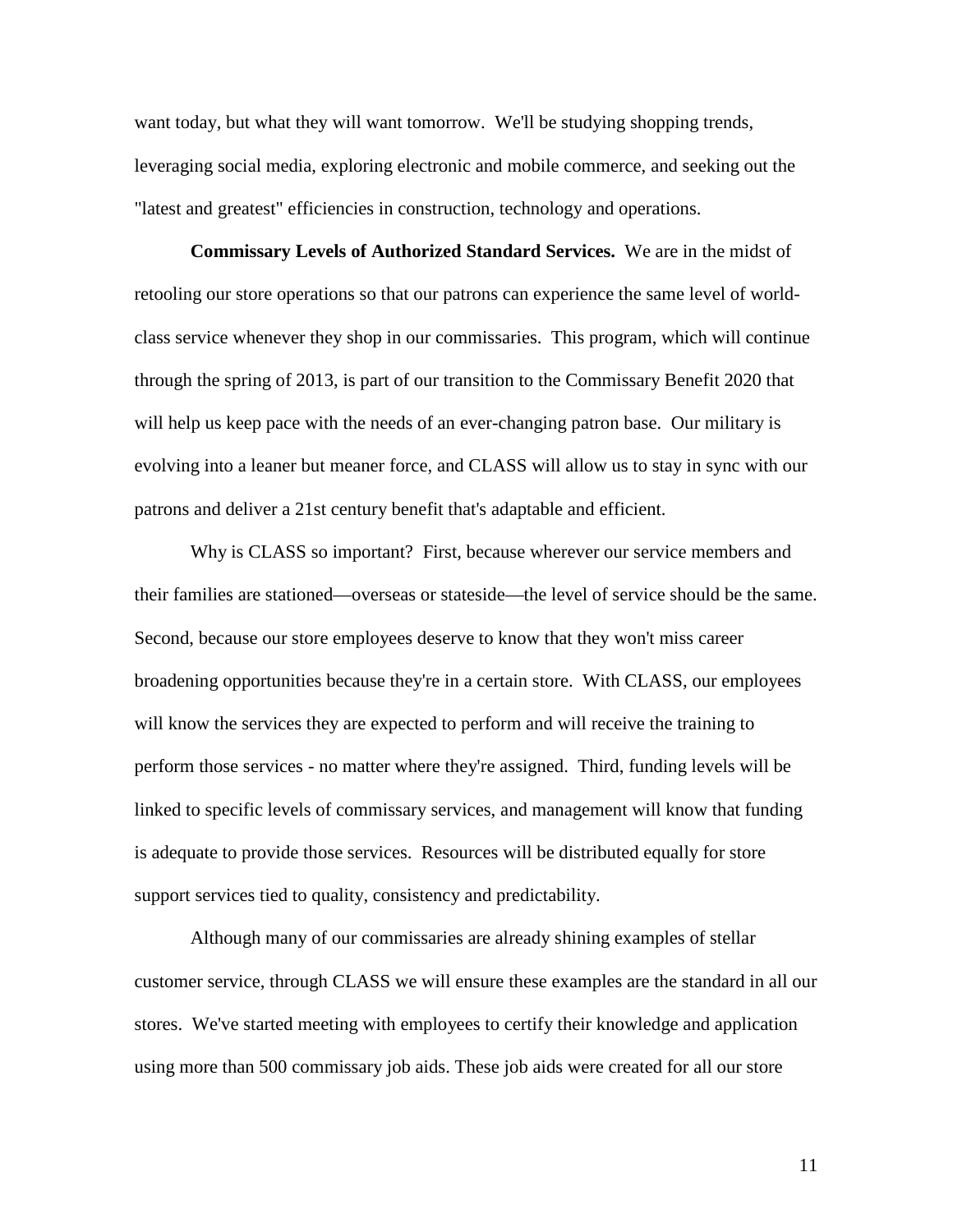want today, but what they will want tomorrow. We'll be studying shopping trends, leveraging social media, exploring electronic and mobile commerce, and seeking out the "latest and greatest" efficiencies in construction, technology and operations.

**Commissary Levels of Authorized Standard Services.** We are in the midst of retooling our store operations so that our patrons can experience the same level of world-class service whenever they shop in our commissaries. This program, which will continue through the spring of 2013, is part of our transition to the Commissary Benefit 2020 that will help us keep pace with the needs of an ever-changing patron base. Our military is evolving into a leaner but meaner force, and CLASS will allow us to stay in sync with our patrons and deliver a 21st century benefit that's adaptable and efficient.

Why is CLASS so important? First, because wherever our service members and their families are stationed—overseas or stateside—the level of service should be the same. Second, because our store employees deserve to know that they won't miss career broadening opportunities because they're in a certain store. With CLASS, our employees will know the services they are expected to perform and will receive the training to perform those services - no matter where they're assigned. Third, funding levels will be linked to specific levels of commissary services, and management will know that funding is adequate to provide those services. Resources will be distributed equally for store support services tied to quality, consistency and predictability.

Although many of our commissaries are already shining examples of stellar customer service, through CLASS we will ensure these examples are the standard in all our stores. We've started meeting with employees to certify their knowledge and application using more than 500 commissary job aids. These job aids were created for all our store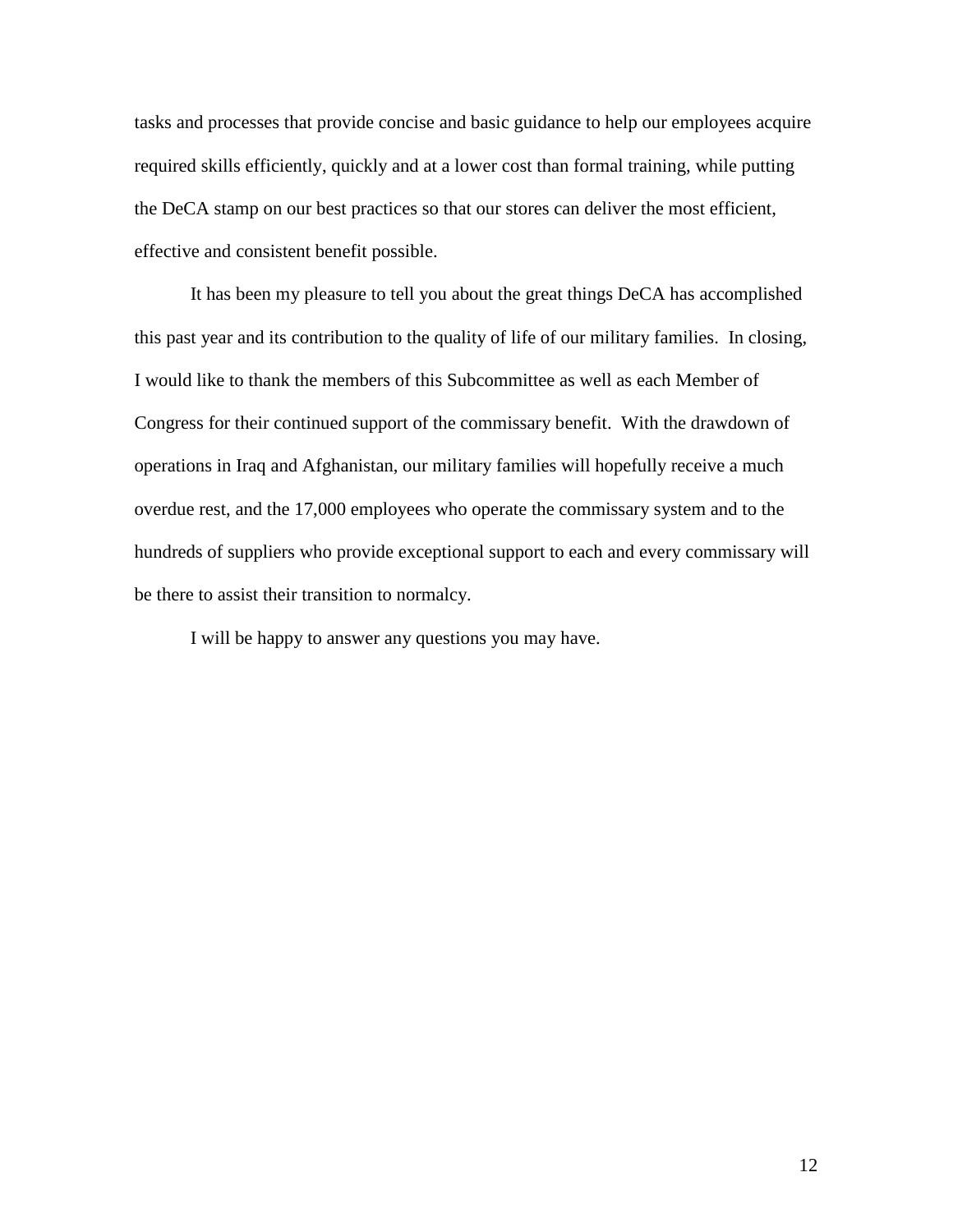tasks and processes that provide concise and basic guidance to help our employees acquire required skills efficiently, quickly and at a lower cost than formal training, while putting the DeCA stamp on our best practices so that our stores can deliver the most efficient, effective and consistent benefit possible.

It has been my pleasure to tell you about the great things DeCA has accomplished this past year and its contribution to the quality of life of our military families. In closing, I would like to thank the members of this Subcommittee as well as each Member of Congress for their continued support of the commissary benefit. With the drawdown of operations in Iraq and Afghanistan, our military families will hopefully receive a much overdue rest, and the 17,000 employees who operate the commissary system and to the hundreds of suppliers who provide exceptional support to each and every commissary will be there to assist their transition to normalcy.

I will be happy to answer any questions you may have.